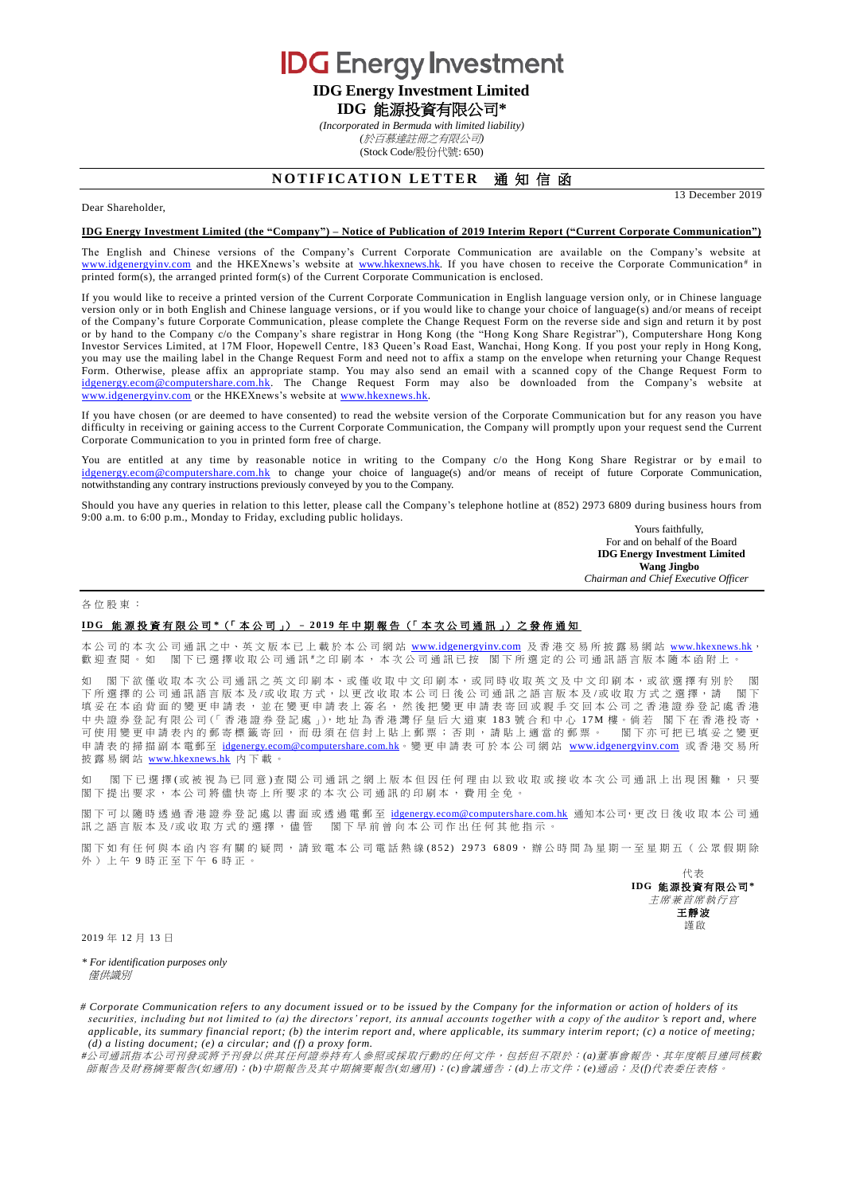# IDG Energy Investment

**IDG Energy Investment Limited**

**IDG 能源投資有限公司\***

*(Incorporated in Bermuda with limited liability)*

*(於百慕達註冊之有限公司)*

(Stock Code/股份代號: 650)

## NOTIFICATION LETTER 通知信函

13 December 2019

Dear Shareholder,

**IDG Energy Investment Limited (the "Company") – Notice of Publication of 2019 Interim Report ("Current Corporate Communication")**

The English and Chinese versions of the Company's Current Corporate Communication are available on the Company's website at www.idgenergyinv.com and the HKEXnews's website at www.hkexnews.hk. If you have chosen to receive the Corporate Communication# in printed form(s), the arranged printed form(s) of the Current Corporate Communication is enclosed.

If you would like to receive a printed version of the Current Corporate Communication in English language version only, or in Chinese language version only or in both English and Chinese language versions, or if you would like to change your choice of language(s) and/or means of receipt of the Company's future Corporate Communication, please complete the Change Request Form on the reverse side and sign and return it by post or by hand to the Company c/o the Company's share registrar in Hong Kong (the "Hong Kong Share Registrar"), Computershare Hong Kong Investor Services Limited, at 17M Floor, Hopewell Centre, 183 Queen's Road East, Wanchai, Hong Kong. If you post your reply in Hong Kong, you may use the mailing label in the Change Request Form and need not to affix a stamp on the envelope when returning your Change Request Form. Otherwise, please affix an appropriate stamp. You may also send an email with a scanned copy of the Change Request Form to idgenergy.ecom@computershare.com.hk. The Change Request Form may also be downloaded from the Company's website at www.idgenergyinv.com or the HKEXnews's website at www.hkexnews.hk.

If you have chosen (or are deemed to have consented) to read the website version of the Corporate Communication but for any reason you have difficulty in receiving or gaining access to the Current Corporate Communication, the Company will promptly upon your request send the Current Corporate Communication to you in printed form free of charge.

You are entitled at any time by reasonable notice in writing to the Company c/o the Hong Kong Share Registrar or by email to idgenergy.ecom@computershare.com.hk to change your choice of language(s) and/or means of receipt of future Corporate Communication, notwithstanding any contrary instructions previously conveyed by you to the Company.

Should you have any queries in relation to this letter, please call the Company's telephone hotline at (852) 2973 6809 during business hours from 9:00 a.m. to 6:00 p.m., Monday to Friday, excluding public holidays.

Yours faithfully,
For and on behalf of the Board
**IDG Energy Investment Limited**
**Wang Jingbo**
*Chairman and Chief Executive Officer*

---

各位股東：

**IDG 能源投資有限公司\*（「本公司」）– 2019 年中期報告（「本次公司通訊」）之發佈通知**

本公司的本次公司通訊之中、英文版本已上載於本公司網站 www.idgenergyinv.com 及香港交易所披露易網站 www.hkexnews.hk，歡迎查閱。如　閣下已選擇收取公司通訊#之印刷本，本次公司通訊已按　閣下所選定的公司通訊語言版本隨本函附上。

如　閣下欲僅收取本次公司通訊之英文印刷本、或僅收取中文印刷本，或同時收取英文及中文印刷本，或欲選擇有別於　閣下所選擇的公司通訊語言版本及/或收取方式，以更改收取本公司日後公司通訊之語言版本及/或收取方式之選擇，請　閣下填妥在本函背面的變更申請表，並在變更申請表上簽名，然後把變更申請表寄回或親手交回本公司之香港證券登記處香港中央證券登記有限公司(「香港證券登記處」)，地址為香港灣仔皇后大道東 183 號合和中心 17M 樓。倘若　閣下在香港投寄，可使用變更申請表內的郵寄標籤寄回，而毋須在信封上貼上郵票；否則，請貼上適當的郵票。　閣下亦可把已填妥之變更申請表的掃描副本電郵至 idgenergy.ecom@computershare.com.hk。變更申請表可於本公司網站 www.idgenergyinv.com 或香港交易所披露易網站 www.hkexnews.hk 內下載。

如　閣下已選擇(或被視為已同意)查閱公司通訊之網上版本但因任何理由以致收取或接收本次公司通訊上出現困難，只要　閣下提出要求，本公司將儘快寄上所要求的本次公司通訊的印刷本，費用全免。

閣下可以隨時透過香港證券登記處以書面或透過電郵至 idgenergy.ecom@computershare.com.hk 通知本公司，更改日後收取本公司通訊之語言版本及/或收取方式的選擇，儘管　閣下早前曾向本公司作出任何其他指示。

閣下如有任何與本函內容有關的疑問，請致電本公司電話熱線(852) 2973 6809，辦公時間為星期一至星期五（公眾假期除外）上午 9 時正至下午 6 時正。

代表
**IDG 能源投資有限公司\***
*主席兼首席執行官*
**王靜波**
謹啟

2019 年 12 月 13 日

*\* For identification purposes only*
*僅供識別*

*# Corporate Communication refers to any document issued or to be issued by the Company for the information or action of holders of its securities, including but not limited to (a) the directors' report, its annual accounts together with a copy of the auditor's report and, where applicable, its summary financial report; (b) the interim report and, where applicable, its summary interim report; (c) a notice of meeting; (d) a listing document; (e) a circular; and (f) a proxy form.*

*#公司通訊指本公司刊發或將予刊發以供其任何證券持有人參照或採取行動的任何文件，包括但不限於：(a)董事會報告、其年度帳目連同核數師報告及財務摘要報告(如適用)；(b)中期報告及其中期摘要報告(如適用)；(c)會議通告；(d)上市文件；(e)通函；及(f)代表委任表格。*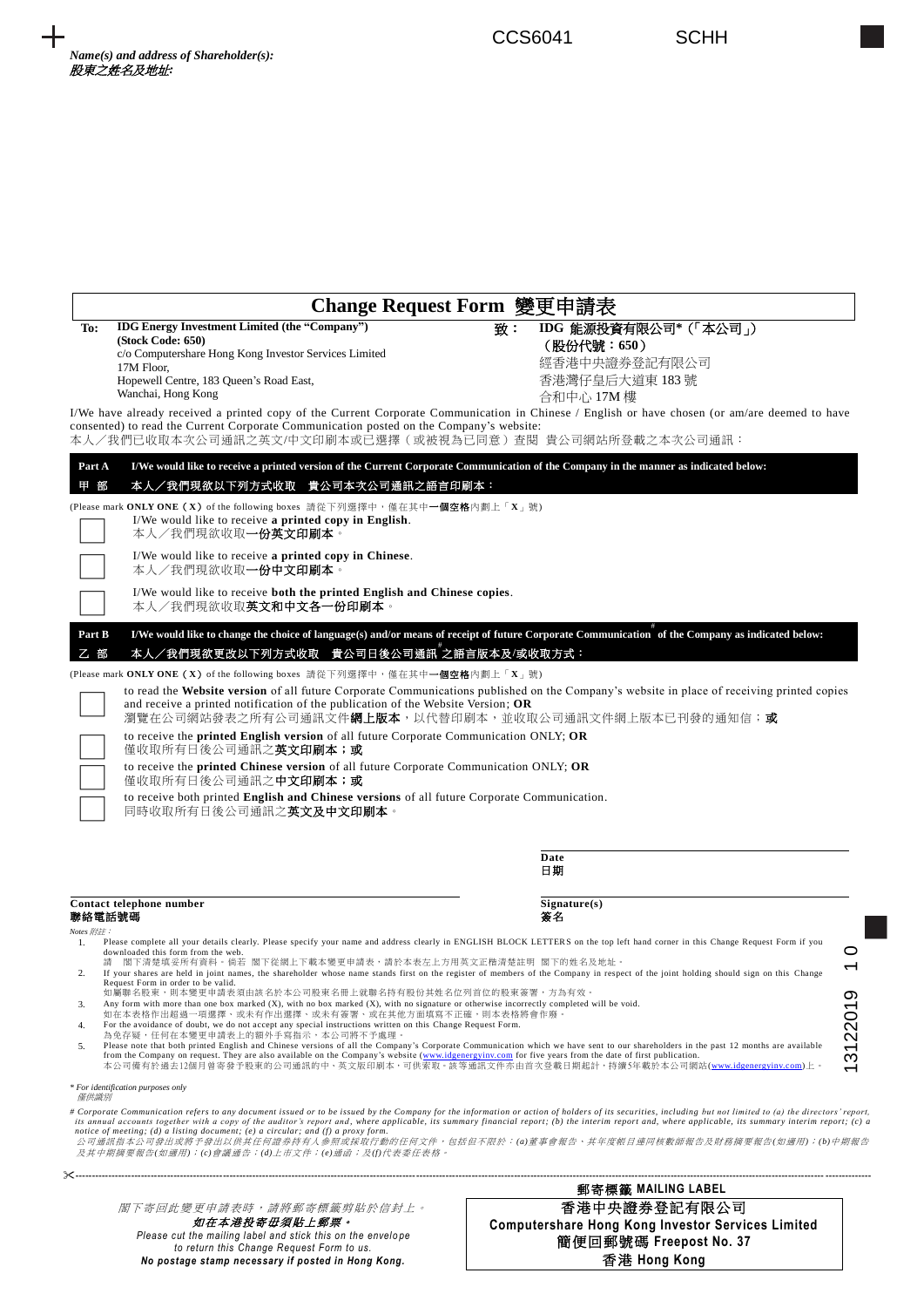CCS6041 SCHH

*Name(s) and address of Shareholder(s):*
*股東之姓名及地址:*

# Change Request Form 變更申請表

**To: IDG Energy Investment Limited (the "Company")**
**(Stock Code: 650)**
c/o Computershare Hong Kong Investor Services Limited
17M Floor,
Hopewell Centre, 183 Queen's Road East,
Wanchai, Hong Kong

**致： IDG 能源投資有限公司*(「本公司」)**
**(股份代號：650)**
經香港中央證券登記有限公司
香港灣仔皇后大道東 183 號
合和中心 17M 樓

I/We have already received a printed copy of the Current Corporate Communication in Chinese / English or have chosen (or am/are deemed to have consented) to read the Current Corporate Communication posted on the Company's website:
本人／我們已收取本次公司通訊之英文/中文印刷本或已選擇（或被視為已同意）查閱 貴公司網站所登載之本次公司通訊：

**Part A I/We would like to receive a printed version of the Current Corporate Communication of the Company in the manner as indicated below:**
**甲 部 本人／我們現欲以下列方式收取 貴公司本次公司通訊之語言印刷本：**

(Please mark **ONLY ONE** (**X**) of the following boxes 請從下列選擇中，僅在其中**一個空格**內劃上「**X**」號)

- ☐ I/We would like to receive **a printed copy in English**.
  本人／我們現欲收取**一份英文印刷本**。
- ☐ I/We would like to receive **a printed copy in Chinese**.
  本人／我們現欲收取**一份中文印刷本**。
- ☐ I/We would like to receive **both the printed English and Chinese copies**.
  本人／我們現欲收取**英文和中文各一份印刷本**。

**Part B I/We would like to change the choice of language(s) and/or means of receipt of future Corporate Communication# of the Company as indicated below:**
**乙 部 本人／我們現欲更改以下列方式收取 貴公司日後公司通訊#之語言版本及/或收取方式：**

(Please mark **ONLY ONE** (**X**) of the following boxes 請從下列選擇中，僅在其中**一個空格**內劃上「**X**」號)

- ☐ to read the **Website version** of all future Corporate Communications published on the Company's website in place of receiving printed copies and receive a printed notification of the publication of the Website Version; **OR**
  瀏覽在公司網站發表之所有公司通訊文件**網上版本**，以代替印刷本，並收取公司通訊文件網上版本已刊發的通知信；**或**
- ☐ to receive the **printed English version** of all future Corporate Communication ONLY; **OR**
  僅收取所有日後公司通訊之**英文印刷本；或**
- ☐ to receive the **printed Chinese version** of all future Corporate Communication ONLY; **OR**
  僅收取所有日後公司通訊之**中文印刷本；或**
- ☐ to receive both printed **English and Chinese versions** of all future Corporate Communication.
  同時收取所有日後公司通訊之**英文及中文印刷本**。

**Date**
**日期**

**Contact telephone number**
**聯絡電話號碼**

**Signature(s)**
**簽名**

*Notes 附註：*

1. Please complete all your details clearly. Please specify your name and address clearly in ENGLISH BLOCK LETTERS on the top left hand corner in this Change Request Form if you downloaded this form from the web.
   請 閣下清楚填妥所有資料。倘若 閣下從網上下載本變更申請表，請於本表左上方用英文正楷清楚註明 閣下的姓名及地址。
2. If your shares are held in joint names, the shareholder whose name stands first on the register of members of the Company in respect of the joint holding should sign on this Change Request Form in order to be valid.
   如屬聯名股東，則本變更申請表須由該名於本公司股東名冊上就聯名持有股份其姓名位列首位的股東簽署，方為有效。
3. Any form with more than one box marked (X), with no box marked (X), with no signature or otherwise incompletely completed will be void.
   如在本表格作出超過一項選擇、或未有作出選擇、或未有簽署、或在其他方面填寫不正確，則本表格將會作廢。
4. For the avoidance of doubt, we do not accept any special instructions written on this Change Request Form.
   為免存疑，任何在本變更申請表上的額外手寫指示，本公司將不予處理。
5. Please note that both printed English and Chinese versions of all the Company's Corporate Communication which we have sent to our shareholders in the past 12 months are available from the Company on request. They are also available on the Company's website (www.idgenergyinv.com) for five years from the date of first publication.
   本公司備有於過去12個月曾寄發予股東的公司通訊的中、英文版印刷本，可供索取。該等通訊文件亦由首次登載日期起計，持續5年載於本公司網站(www.idgenergyinv.com)上。

13122019 1 0

*\* For identification purposes only*
*僅供識別*

*# Corporate Communication refers to any document issued or to be issued by the Company for the information or action of holders of its securities, including but not limited to (a) the directors' report, its annual accounts together with a copy of the auditor's report and, where applicable, its summary financial report; (b) the interim report and, where applicable, its summary interim report; (c) a notice of meeting; (d) a listing document; (e) a circular; and (f) a proxy form.*
*公司通訊指本公司發出或將予發出以供其任何證券持有人參照或採取行動的任何文件，包括但不限於：(a)董事會報告，其年度帳目連同核數師報告及財務摘要報告(如適用)；(b)中期報告及其中期摘要報告(如適用)；(c)會議通告；(d)上市文件；(e)通函；及(f)代表委任表格。*

---

*閣下寄回此變更申請表時，請將郵寄標籤剪貼於信封上。*
***如在本港投寄毋須貼上郵票。***
*Please cut the mailing label and stick this on the envelope to return this Change Request Form to us.*
***No postage stamp necessary if posted in Hong Kong.***

**郵寄標籤 MAILING LABEL**
**香港中央證券登記有限公司**
**Computershare Hong Kong Investor Services Limited**
**簡便回郵號碼 Freepost No. 37**
**香港 Hong Kong**